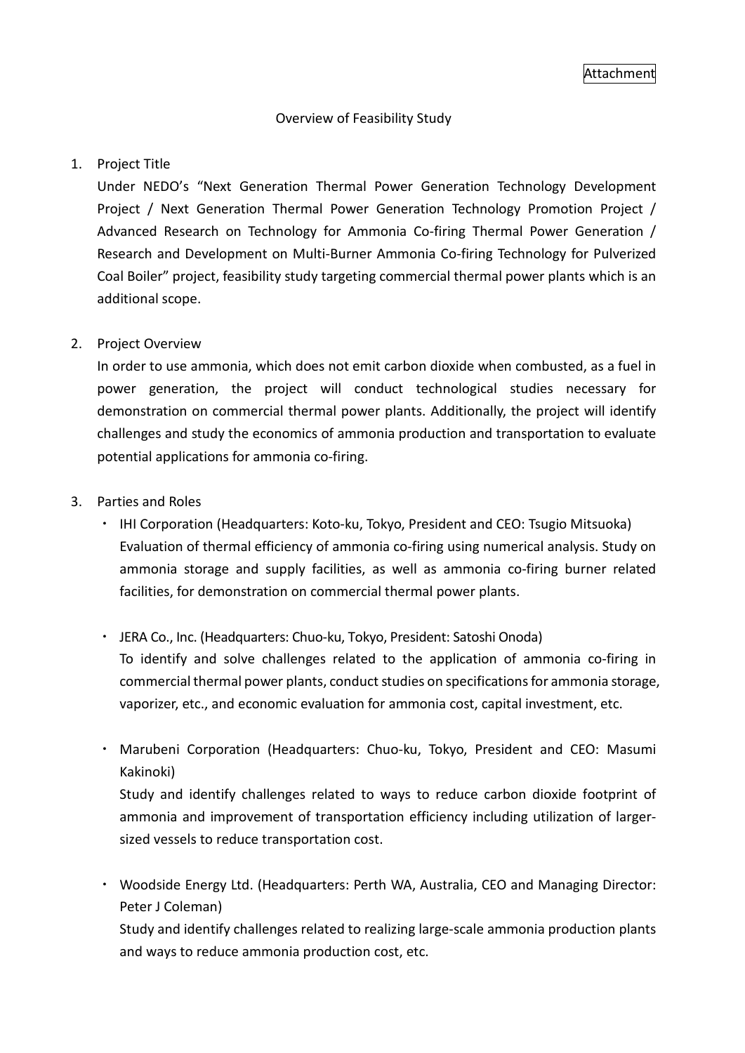Attachment

# Overview of Feasibility Study

1. Project Title

   Under NEDO's "Next Generation Thermal Power Generation Technology Development Project / Next Generation Thermal Power Generation Technology Promotion Project / Advanced Research on Technology for Ammonia Co-firing Thermal Power Generation / Research and Development on Multi-Burner Ammonia Co-firing Technology for Pulverized Coal Boiler" project, feasibility study targeting commercial thermal power plants which is an additional scope.

2. Project Overview

   In order to use ammonia, which does not emit carbon dioxide when combusted, as a fuel in power generation, the project will conduct technological studies necessary for demonstration on commercial thermal power plants. Additionally, the project will identify challenges and study the economics of ammonia production and transportation to evaluate potential applications for ammonia co-firing.

3. Parties and Roles

   - IHI Corporation (Headquarters: Koto-ku, Tokyo, President and CEO: Tsugio Mitsuoka)
     Evaluation of thermal efficiency of ammonia co-firing using numerical analysis. Study on ammonia storage and supply facilities, as well as ammonia co-firing burner related facilities, for demonstration on commercial thermal power plants.

   - JERA Co., Inc. (Headquarters: Chuo-ku, Tokyo, President: Satoshi Onoda)
     To identify and solve challenges related to the application of ammonia co-firing in commercial thermal power plants, conduct studies on specifications for ammonia storage, vaporizer, etc., and economic evaluation for ammonia cost, capital investment, etc.

   - Marubeni Corporation (Headquarters: Chuo-ku, Tokyo, President and CEO: Masumi Kakinoki)
     Study and identify challenges related to ways to reduce carbon dioxide footprint of ammonia and improvement of transportation efficiency including utilization of larger-sized vessels to reduce transportation cost.

   - Woodside Energy Ltd. (Headquarters: Perth WA, Australia, CEO and Managing Director: Peter J Coleman)
     Study and identify challenges related to realizing large-scale ammonia production plants and ways to reduce ammonia production cost, etc.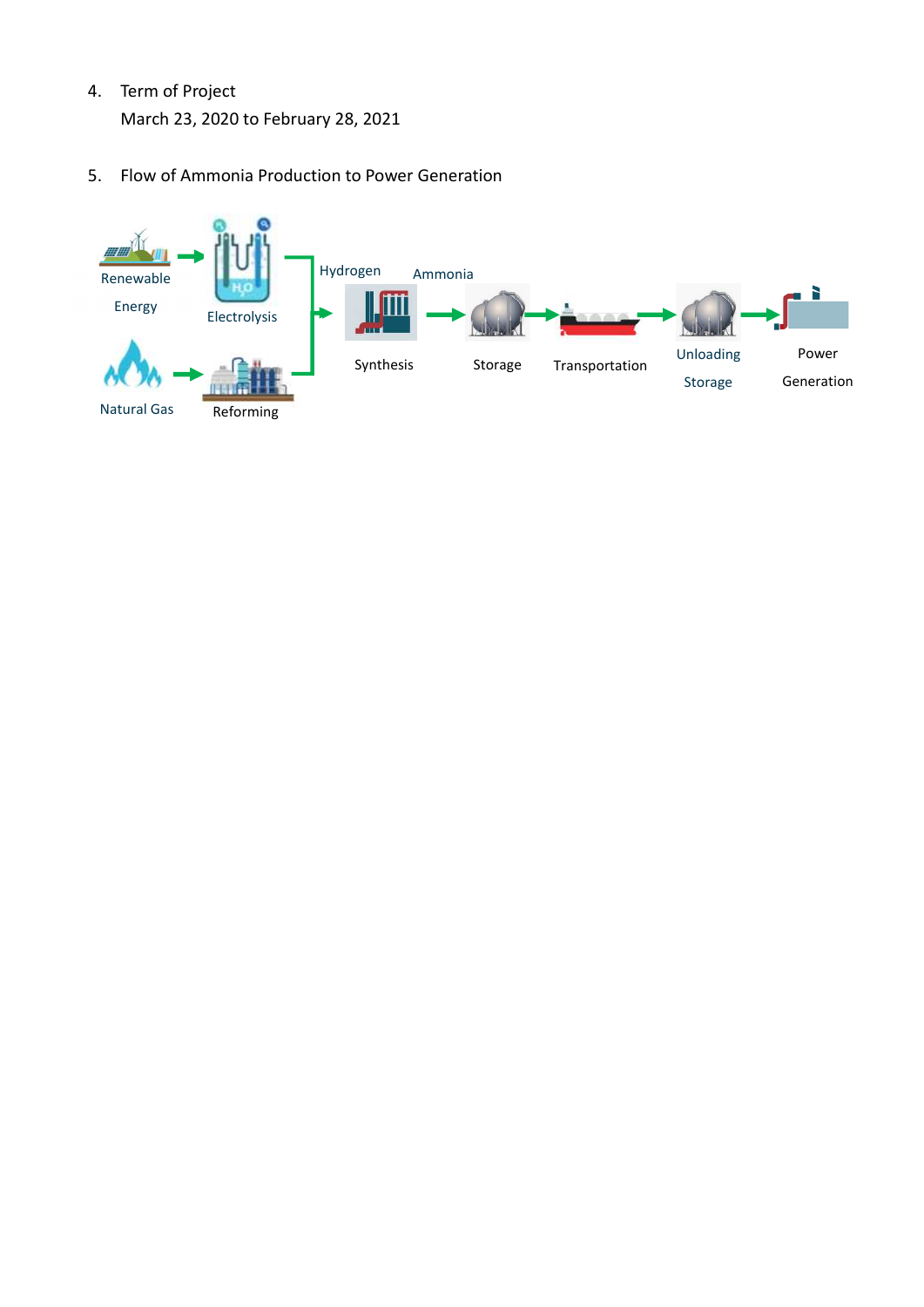4. Term of Project

   March 23, 2020 to February 28, 2021

5. Flow of Ammonia Production to Power Generation

Renewable Energy
Electrolysis
Natural Gas
Reforming
Hydrogen
Ammonia
Synthesis
Storage
Transportation
Unloading Storage
Power Generation